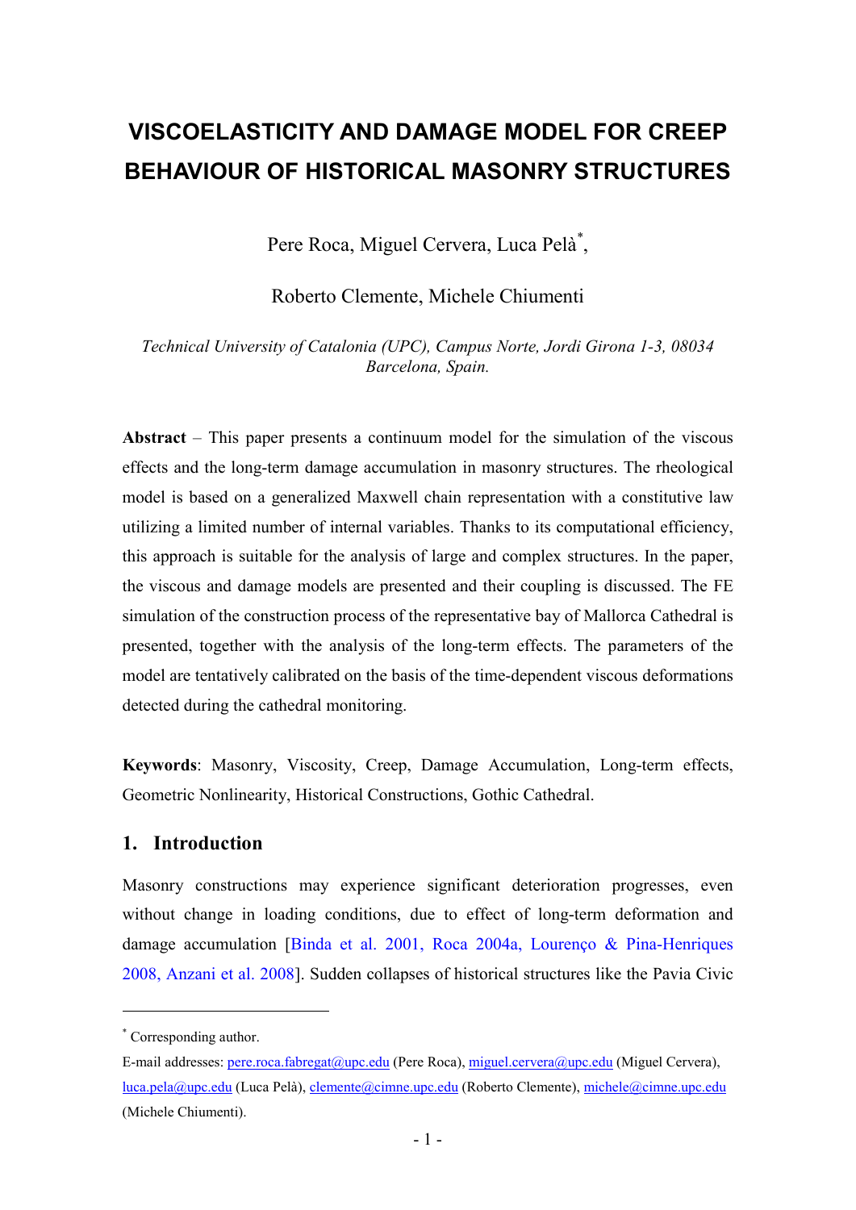# VISCOELASTICITY AND DAMAGE MODEL FOR CREEP BEHAVIOUR OF HISTORICAL MASONRY STRUCTURES

Pere Roca, Miguel Cervera, Luca Pelà*,

Roberto Clemente, Michele Chiumenti

*Technical University of Catalonia (UPC), Campus Norte, Jordi Girona 1-3, 08034 Barcelona, Spain.*

**Abstract** – This paper presents a continuum model for the simulation of the viscous effects and the long-term damage accumulation in masonry structures. The rheological model is based on a generalized Maxwell chain representation with a constitutive law utilizing a limited number of internal variables. Thanks to its computational efficiency, this approach is suitable for the analysis of large and complex structures. In the paper, the viscous and damage models are presented and their coupling is discussed. The FE simulation of the construction process of the representative bay of Mallorca Cathedral is presented, together with the analysis of the long-term effects. The parameters of the model are tentatively calibrated on the basis of the time-dependent viscous deformations detected during the cathedral monitoring.

**Keywords**: Masonry, Viscosity, Creep, Damage Accumulation, Long-term effects, Geometric Nonlinearity, Historical Constructions, Gothic Cathedral.

## 1. Introduction

Masonry constructions may experience significant deterioration progresses, even without change in loading conditions, due to effect of long-term deformation and damage accumulation [Binda et al. 2001, Roca 2004a, Lourenço & Pina-Henriques 2008, Anzani et al. 2008]. Sudden collapses of historical structures like the Pavia Civic

---

* Corresponding author.

E-mail addresses: pere.roca.fabregat@upc.edu (Pere Roca), miguel.cervera@upc.edu (Miguel Cervera), luca.pela@upc.edu (Luca Pelà), clemente@cimne.upc.edu (Roberto Clemente), michele@cimne.upc.edu (Michele Chiumenti).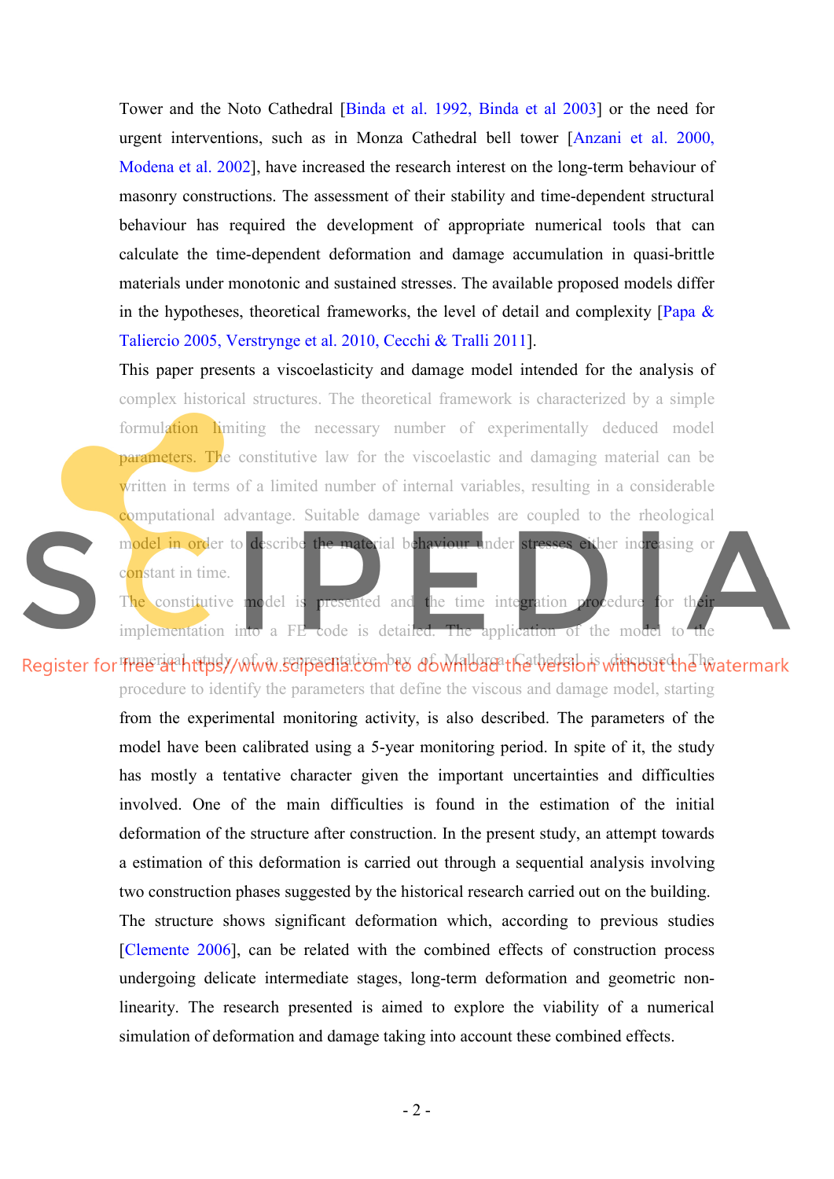Tower and the Noto Cathedral [Binda et al. 1992, Binda et al 2003] or the need for urgent interventions, such as in Monza Cathedral bell tower [Anzani et al. 2000, Modena et al. 2002], have increased the research interest on the long-term behaviour of masonry constructions. The assessment of their stability and time-dependent structural behaviour has required the development of appropriate numerical tools that can calculate the time-dependent deformation and damage accumulation in quasi-brittle materials under monotonic and sustained stresses. The available proposed models differ in the hypotheses, theoretical frameworks, the level of detail and complexity [Papa & Taliercio 2005, Verstrynge et al. 2010, Cecchi & Tralli 2011].

This paper presents a viscoelasticity and damage model intended for the analysis of complex historical structures. The theoretical framework is characterized by a simple formulation limiting the necessary number of experimentally deduced model parameters. The constitutive law for the viscoelastic and damaging material can be written in terms of a limited number of internal variables, resulting in a considerable computational advantage. Suitable damage variables are coupled to the rheological model in order to describe the material behaviour under stresses either increasing or constant in time.

The constitutive model is presented and the time integration procedure for their implementation into a FE code is detailed. The application of the model to the numerical study of a representative bay of Mallorca Cathedral is discussed. The procedure to identify the parameters that define the viscous and damage model, starting from the experimental monitoring activity, is also described. The parameters of the model have been calibrated using a 5-year monitoring period. In spite of it, the study has mostly a tentative character given the important uncertainties and difficulties involved. One of the main difficulties is found in the estimation of the initial deformation of the structure after construction. In the present study, an attempt towards a estimation of this deformation is carried out through a sequential analysis involving two construction phases suggested by the historical research carried out on the building. The structure shows significant deformation which, according to previous studies [Clemente 2006], can be related with the combined effects of construction process undergoing delicate intermediate stages, long-term deformation and geometric non-linearity. The research presented is aimed to explore the viability of a numerical simulation of deformation and damage taking into account these combined effects.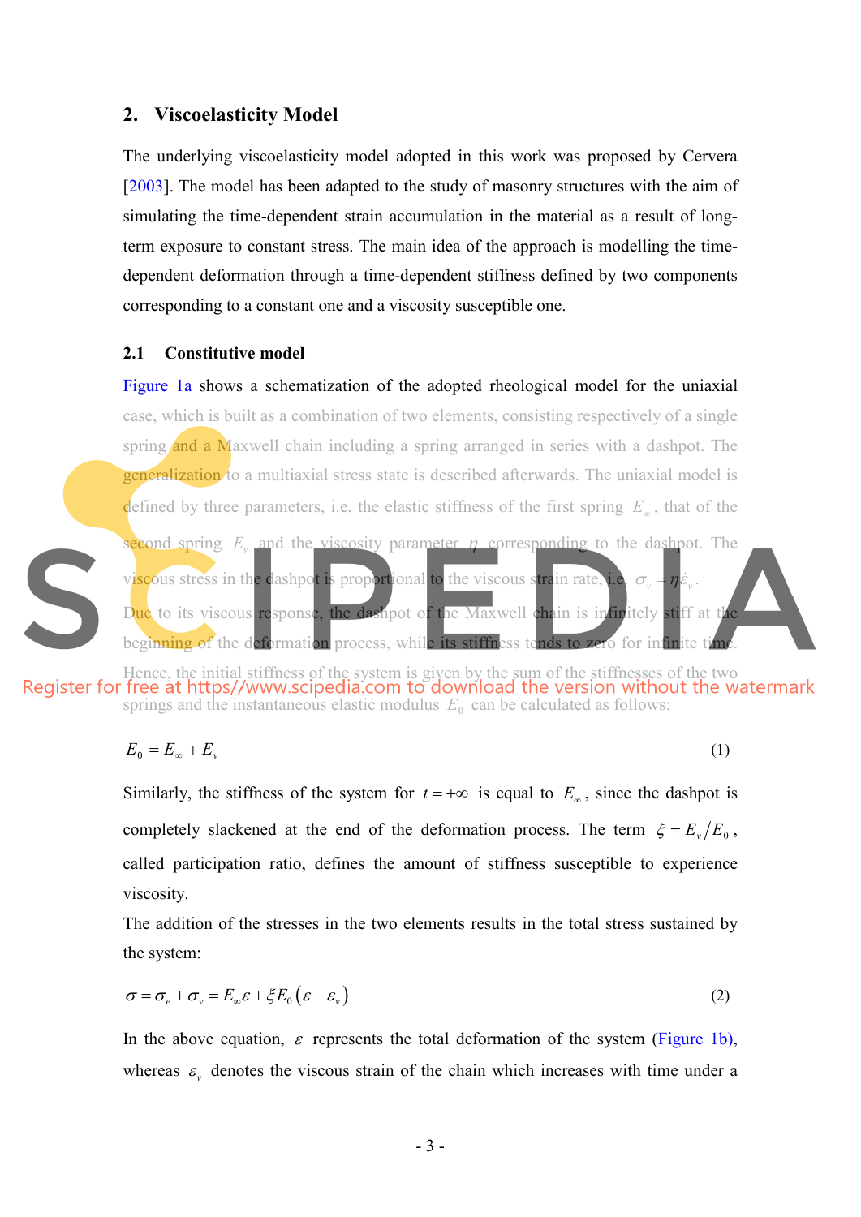## 2. Viscoelasticity Model

The underlying viscoelasticity model adopted in this work was proposed by Cervera [2003]. The model has been adapted to the study of masonry structures with the aim of simulating the time-dependent strain accumulation in the material as a result of long-term exposure to constant stress. The main idea of the approach is modelling the time-dependent deformation through a time-dependent stiffness defined by two components corresponding to a constant one and a viscosity susceptible one.

### 2.1 Constitutive model

Figure 1a shows a schematization of the adopted rheological model for the uniaxial case, which is built as a combination of two elements, consisting respectively of a single spring and a Maxwell chain including a spring arranged in series with a dashpot. The generalization to a multiaxial stress state is described afterwards. The uniaxial model is defined by three parameters, i.e. the elastic stiffness of the first spring $E_{\infty}$, that of the second spring $E_v$ and the viscosity parameter $\eta$ corresponding to the dashpot. The viscous stress in the dashpot is proportional to the viscous strain rate, i.e. $\sigma_v = \eta \dot{\varepsilon}_v$. Due to its viscous response, the dashpot of the Maxwell chain is infinitely stiff at the beginning of the deformation process, while its stiffness tends to zero for infinite time. Hence, the initial stiffness of the system is given by the sum of the stiffnesses of the two springs and the instantaneous elastic modulus $E_0$ can be calculated as follows:

$$E_0 = E_{\infty} + E_v \tag{1}$$

Similarly, the stiffness of the system for $t = +\infty$ is equal to $E_{\infty}$, since the dashpot is completely slackened at the end of the deformation process. The term $\xi = E_v / E_0$, called participation ratio, defines the amount of stiffness susceptible to experience viscosity.

The addition of the stresses in the two elements results in the total stress sustained by the system:

$$\sigma = \sigma_e + \sigma_v = E_{\infty}\varepsilon + \xi E_0 \left(\varepsilon - \varepsilon_v\right) \tag{2}$$

In the above equation, $\varepsilon$ represents the total deformation of the system (Figure 1b), whereas $\varepsilon_v$ denotes the viscous strain of the chain which increases with time under a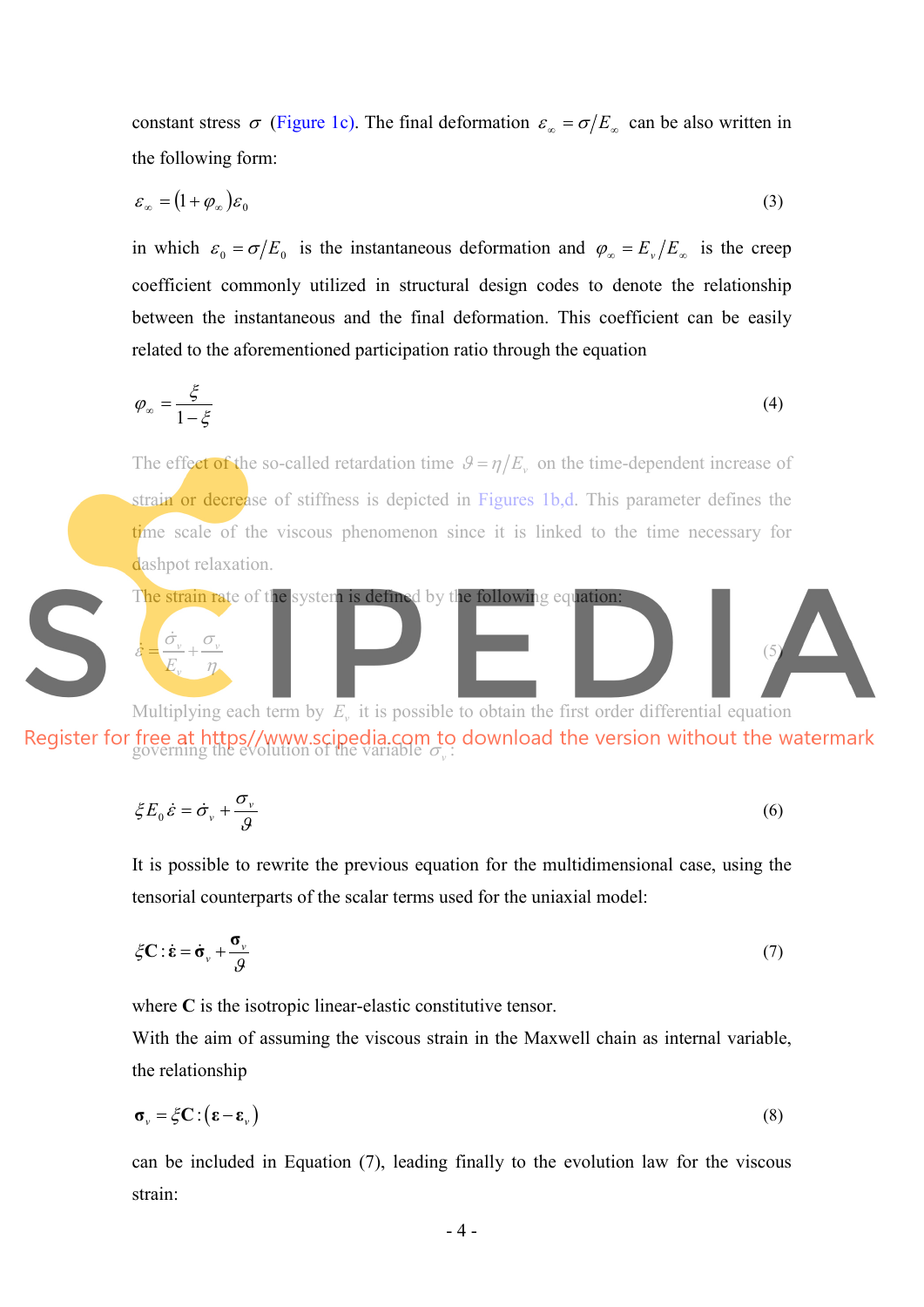constant stress $\sigma$ (Figure 1c). The final deformation $\varepsilon_\infty = \sigma/E_\infty$ can be also written in the following form:

$$\varepsilon_\infty = (1+\varphi_\infty)\varepsilon_0 \tag{3}$$

in which $\varepsilon_0 = \sigma/E_0$ is the instantaneous deformation and $\varphi_\infty = E_v/E_\infty$ is the creep coefficient commonly utilized in structural design codes to denote the relationship between the instantaneous and the final deformation. This coefficient can be easily related to the aforementioned participation ratio through the equation

$$\varphi_\infty = \frac{\xi}{1-\xi} \tag{4}$$

The effect of the so-called retardation time $\vartheta = \eta/E_v$ on the time-dependent increase of strain or decrease of stiffness is depicted in Figures 1b,d. This parameter defines the time scale of the viscous phenomenon since it is linked to the time necessary for dashpot relaxation.

The strain rate of the system is defined by the following equation:

$$\dot{\varepsilon} = \frac{\dot{\sigma}_v}{E_v} + \frac{\sigma_v}{\eta} \tag{5}$$

Multiplying each term by $E_v$ it is possible to obtain the first order differential equation governing the evolution of the variable $\sigma_v$:

$$\xi E_0 \dot{\varepsilon} = \dot{\sigma}_v + \frac{\sigma_v}{\vartheta} \tag{6}$$

It is possible to rewrite the previous equation for the multidimensional case, using the tensorial counterparts of the scalar terms used for the uniaxial model:

$$\xi \mathbf{C} : \dot{\boldsymbol{\varepsilon}} = \dot{\boldsymbol{\sigma}}_v + \frac{\boldsymbol{\sigma}_v}{\vartheta} \tag{7}$$

where $\mathbf{C}$ is the isotropic linear-elastic constitutive tensor.

With the aim of assuming the viscous strain in the Maxwell chain as internal variable, the relationship

$$\boldsymbol{\sigma}_v = \xi \mathbf{C} : (\boldsymbol{\varepsilon} - \boldsymbol{\varepsilon}_v) \tag{8}$$

can be included in Equation (7), leading finally to the evolution law for the viscous strain: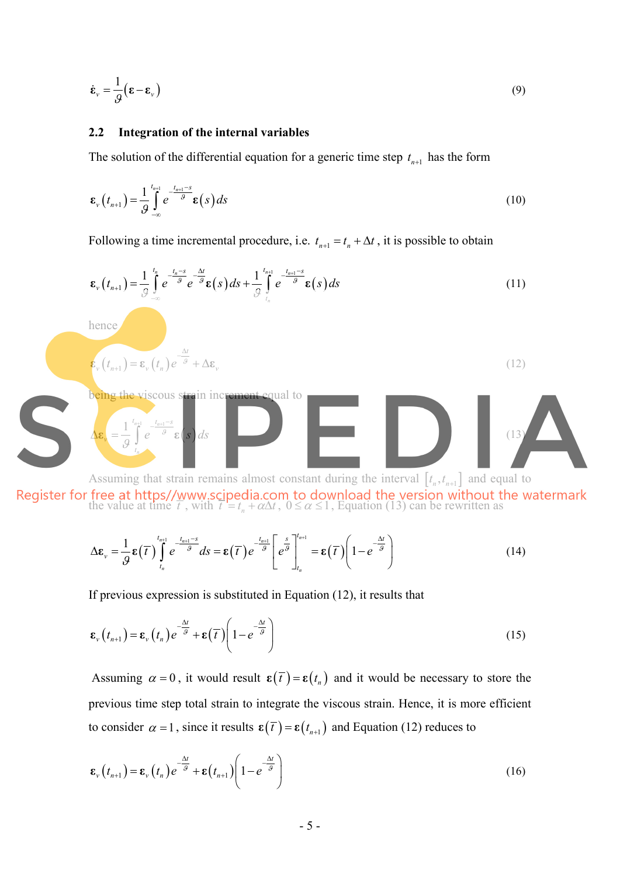$$\dot{\boldsymbol{\varepsilon}}_v = \frac{1}{\vartheta}\left(\boldsymbol{\varepsilon} - \boldsymbol{\varepsilon}_v\right) \tag{9}$$

## 2.2 Integration of the internal variables

The solution of the differential equation for a generic time step $t_{n+1}$ has the form

$$\boldsymbol{\varepsilon}_v\left(t_{n+1}\right) = \frac{1}{\vartheta}\int_{-\infty}^{t_{n+1}} e^{-\frac{t_{n+1}-s}{\vartheta}}\boldsymbol{\varepsilon}(s)\,ds \tag{10}$$

Following a time incremental procedure, i.e. $t_{n+1} = t_n + \Delta t$, it is possible to obtain

$$\boldsymbol{\varepsilon}_v\left(t_{n+1}\right) = \frac{1}{\vartheta}\int_{-\infty}^{t_n} e^{-\frac{t_n-s}{\vartheta}} e^{-\frac{\Delta t}{\vartheta}}\boldsymbol{\varepsilon}(s)\,ds + \frac{1}{\vartheta}\int_{t_n}^{t_{n+1}} e^{-\frac{t_{n+1}-s}{\vartheta}}\boldsymbol{\varepsilon}(s)\,ds \tag{11}$$

hence

$$\boldsymbol{\varepsilon}_v\left(t_{n+1}\right) = \boldsymbol{\varepsilon}_v\left(t_n\right)e^{-\frac{\Delta t}{\vartheta}} + \Delta\boldsymbol{\varepsilon}_v \tag{12}$$

being the viscous strain increment equal to

$$\Delta\boldsymbol{\varepsilon}_v = \frac{1}{\vartheta}\int_{t_n}^{t_{n+1}} e^{-\frac{t_{n+1}-s}{\vartheta}}\boldsymbol{\varepsilon}(s)\,ds \tag{13}$$

Assuming that strain remains almost constant during the interval $[t_n, t_{n+1}]$ and equal to the value at time $\bar{t}$, with $\bar{t} = t_n + \alpha\Delta t$, $0 \le \alpha \le 1$, Equation (13) can be rewritten as

$$\Delta\boldsymbol{\varepsilon}_v = \frac{1}{\vartheta}\boldsymbol{\varepsilon}\left(\bar{t}\right)\int_{t_n}^{t_{n+1}} e^{-\frac{t_{n+1}-s}{\vartheta}}\,ds = \boldsymbol{\varepsilon}\left(\bar{t}\right)e^{-\frac{t_{n+1}}{\vartheta}}\left[e^{\frac{s}{\vartheta}}\right]_{t_n}^{t_{n+1}} = \boldsymbol{\varepsilon}\left(\bar{t}\right)\left(1 - e^{-\frac{\Delta t}{\vartheta}}\right) \tag{14}$$

If previous expression is substituted in Equation (12), it results that

$$\boldsymbol{\varepsilon}_v\left(t_{n+1}\right) = \boldsymbol{\varepsilon}_v\left(t_n\right)e^{-\frac{\Delta t}{\vartheta}} + \boldsymbol{\varepsilon}\left(\bar{t}\right)\left(1 - e^{-\frac{\Delta t}{\vartheta}}\right) \tag{15}$$

Assuming $\alpha = 0$, it would result $\boldsymbol{\varepsilon}\left(\bar{t}\right) = \boldsymbol{\varepsilon}\left(t_n\right)$ and it would be necessary to store the previous time step total strain to integrate the viscous strain. Hence, it is more efficient to consider $\alpha = 1$, since it results $\boldsymbol{\varepsilon}\left(\bar{t}\right) = \boldsymbol{\varepsilon}\left(t_{n+1}\right)$ and Equation (12) reduces to

$$\boldsymbol{\varepsilon}_v\left(t_{n+1}\right) = \boldsymbol{\varepsilon}_v\left(t_n\right)e^{-\frac{\Delta t}{\vartheta}} + \boldsymbol{\varepsilon}\left(t_{n+1}\right)\left(1 - e^{-\frac{\Delta t}{\vartheta}}\right) \tag{16}$$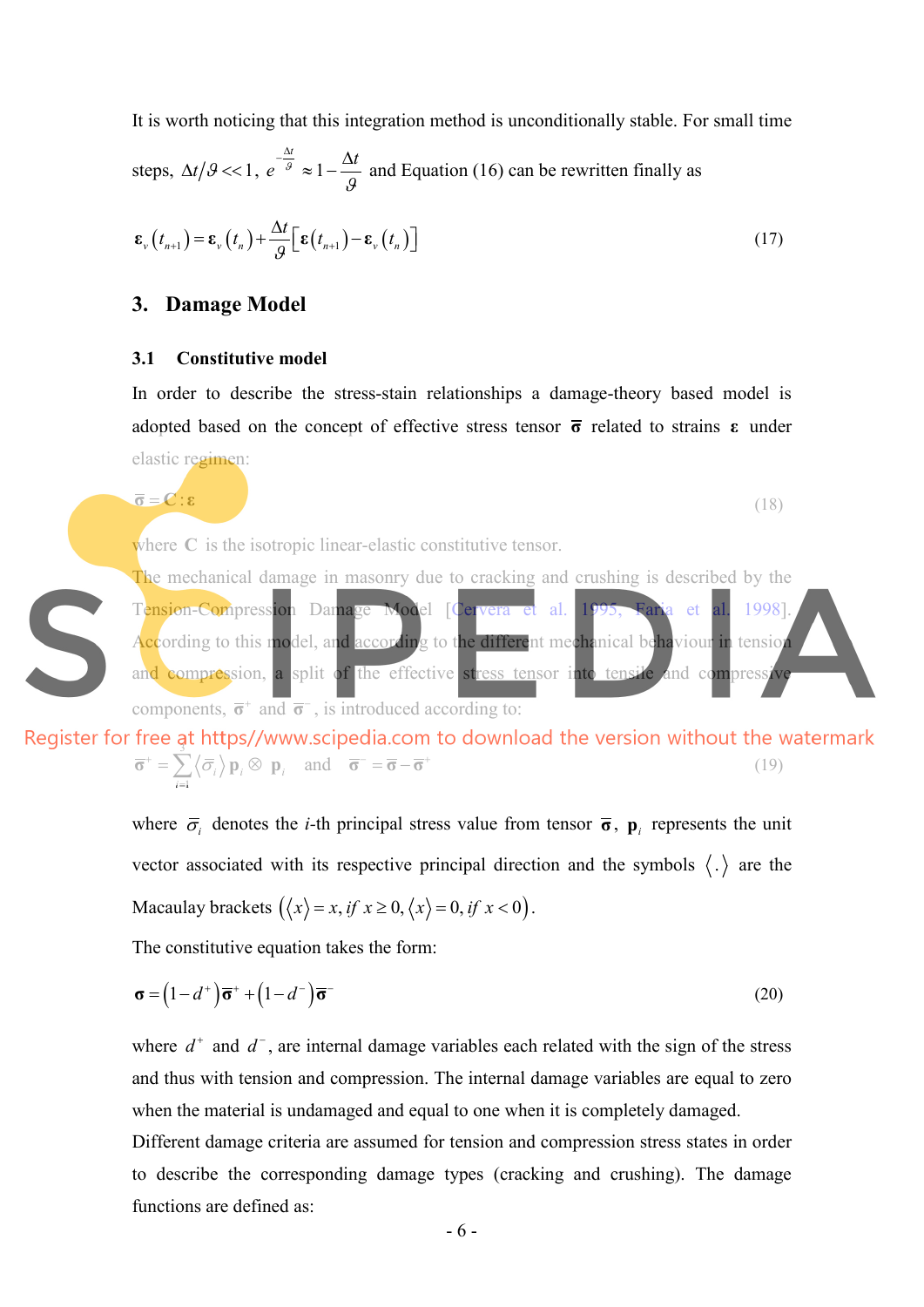It is worth noticing that this integration method is unconditionally stable. For small time steps, $\Delta t/\vartheta << 1$, $e^{-\frac{\Delta t}{\vartheta}} \approx 1 - \frac{\Delta t}{\vartheta}$ and Equation (16) can be rewritten finally as

$$\boldsymbol{\varepsilon}_v(t_{n+1}) = \boldsymbol{\varepsilon}_v(t_n) + \frac{\Delta t}{\vartheta}\left[\boldsymbol{\varepsilon}(t_{n+1}) - \boldsymbol{\varepsilon}_v(t_n)\right] \tag{17}$$

## 3. Damage Model

### 3.1 Constitutive model

In order to describe the stress-stain relationships a damage-theory based model is adopted based on the concept of effective stress tensor $\bar{\boldsymbol{\sigma}}$ related to strains $\boldsymbol{\varepsilon}$ under elastic regimen:

$$\bar{\boldsymbol{\sigma}} = \mathbf{C} : \boldsymbol{\varepsilon} \tag{18}$$

where $\mathbf{C}$ is the isotropic linear-elastic constitutive tensor.

The mechanical damage in masonry due to cracking and crushing is described by the Tension-Compression Damage Model [Cervera et al. 1995, Faria et al. 1998]. According to this model, and according to the different mechanical behaviour in tension and compression, a split of the effective stress tensor into tensile and compressive components, $\bar{\boldsymbol{\sigma}}^+$ and $\bar{\boldsymbol{\sigma}}^-$, is introduced according to:

$$\bar{\boldsymbol{\sigma}}^+ = \sum_{i=1}^{3} \langle \bar{\sigma}_i \rangle \, \mathbf{p}_i \otimes \mathbf{p}_i \quad \text{and} \quad \bar{\boldsymbol{\sigma}}^- = \bar{\boldsymbol{\sigma}} - \bar{\boldsymbol{\sigma}}^+ \tag{19}$$

where $\bar{\sigma}_i$ denotes the $i$-th principal stress value from tensor $\bar{\boldsymbol{\sigma}}$, $\mathbf{p}_i$ represents the unit vector associated with its respective principal direction and the symbols $\langle . \rangle$ are the Macaulay brackets $\left(\langle x \rangle = x, \, if \ x \geq 0, \langle x \rangle = 0, \, if \ x < 0\right)$.

The constitutive equation takes the form:

$$\boldsymbol{\sigma} = \left(1 - d^+\right)\bar{\boldsymbol{\sigma}}^+ + \left(1 - d^-\right)\bar{\boldsymbol{\sigma}}^- \tag{20}$$

where $d^+$ and $d^-$, are internal damage variables each related with the sign of the stress and thus with tension and compression. The internal damage variables are equal to zero when the material is undamaged and equal to one when it is completely damaged.

Different damage criteria are assumed for tension and compression stress states in order to describe the corresponding damage types (cracking and crushing). The damage functions are defined as: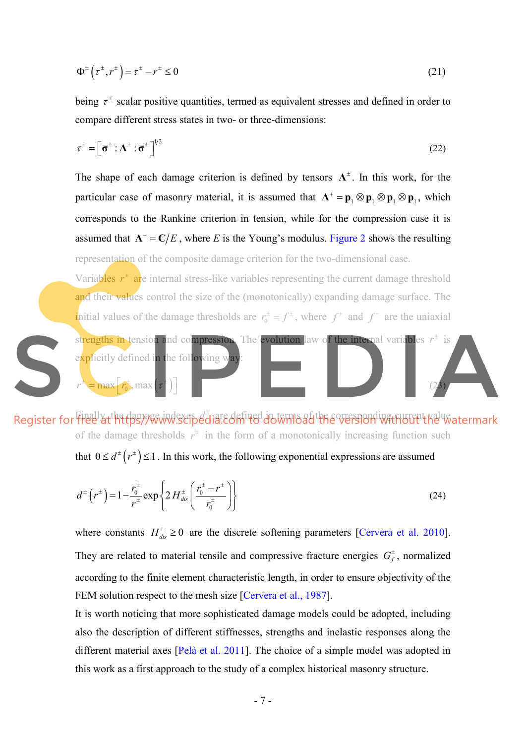$$\Phi^{\pm}\left(\tau^{\pm}, r^{\pm}\right) = \tau^{\pm} - r^{\pm} \leq 0 \tag{21}$$

being $\tau^{\pm}$ scalar positive quantities, termed as equivalent stresses and defined in order to compare different stress states in two- or three-dimensions:

$$\tau^{\pm} = \left[\overline{\boldsymbol{\sigma}}^{\pm} : \boldsymbol{\Lambda}^{\pm} : \overline{\boldsymbol{\sigma}}^{\pm}\right]^{1/2} \tag{22}$$

The shape of each damage criterion is defined by tensors $\boldsymbol{\Lambda}^{\pm}$. In this work, for the particular case of masonry material, it is assumed that $\boldsymbol{\Lambda}^{+} = \mathbf{p}_1 \otimes \mathbf{p}_1 \otimes \mathbf{p}_1 \otimes \mathbf{p}_1$, which corresponds to the Rankine criterion in tension, while for the compression case it is assumed that $\boldsymbol{\Lambda}^{-} = \mathbf{C}/E$, where $E$ is the Young's modulus. Figure 2 shows the resulting representation of the composite damage criterion for the two-dimensional case.

Variables $r^{\pm}$ are internal stress-like variables representing the current damage threshold and their values control the size of the (monotonically) expanding damage surface. The initial values of the damage thresholds are $r_0^{\pm} = f^{\pm}$, where $f^{+}$ and $f^{-}$ are the uniaxial strengths in tension and compression. The evolution law of the internal variables $r^{\pm}$ is explicitly defined in the following way:

$$r^{\pm} = \max\left[r_0^{\pm}, \max\left(\tau^{\pm}\right)\right] \tag{23}$$

Finally, the damage indexes $d^{\pm}$ are defined in terms of the corresponding current value of the damage thresholds $r^{\pm}$ in the form of a monotonically increasing function such that $0 \leq d^{\pm}\left(r^{\pm}\right) \leq 1$. In this work, the following exponential expressions are assumed

$$d^{\pm}\left(r^{\pm}\right) = 1 - \frac{r_0^{\pm}}{r^{\pm}} \exp\left\{2\, H_{dis}^{\pm} \left(\frac{r_0^{\pm} - r^{\pm}}{r_0^{\pm}}\right)\right\} \tag{24}$$

where constants $H_{dis}^{\pm} \geq 0$ are the discrete softening parameters [Cervera et al. 2010]. They are related to material tensile and compressive fracture energies $G_f^{\pm}$, normalized according to the finite element characteristic length, in order to ensure objectivity of the FEM solution respect to the mesh size [Cervera et al., 1987].

It is worth noticing that more sophisticated damage models could be adopted, including also the description of different stiffnesses, strengths and inelastic responses along the different material axes [Pelà et al. 2011]. The choice of a simple model was adopted in this work as a first approach to the study of a complex historical masonry structure.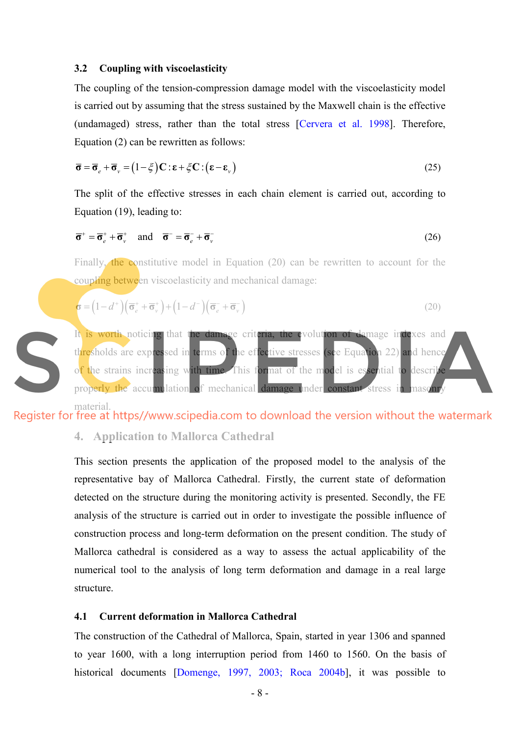### 3.2 Coupling with viscoelasticity

The coupling of the tension-compression damage model with the viscoelasticity model is carried out by assuming that the stress sustained by the Maxwell chain is the effective (undamaged) stress, rather than the total stress [Cervera et al. 1998]. Therefore, Equation (2) can be rewritten as follows:

$$\bar{\boldsymbol{\sigma}} = \bar{\boldsymbol{\sigma}}_e + \bar{\boldsymbol{\sigma}}_v = (1-\xi)\mathbf{C}:\boldsymbol{\varepsilon} + \xi\mathbf{C}:(\boldsymbol{\varepsilon}-\boldsymbol{\varepsilon}_v) \tag{25}$$

The split of the effective stresses in each chain element is carried out, according to Equation (19), leading to:

$$\bar{\boldsymbol{\sigma}}^+ = \bar{\boldsymbol{\sigma}}_e^+ + \bar{\boldsymbol{\sigma}}_v^+ \quad \text{and} \quad \bar{\boldsymbol{\sigma}}^- = \bar{\boldsymbol{\sigma}}_e^- + \bar{\boldsymbol{\sigma}}_v^- \tag{26}$$

Finally, the constitutive model in Equation (20) can be rewritten to account for the coupling between viscoelasticity and mechanical damage:

$$\boldsymbol{\sigma} = (1-d^+)(\bar{\boldsymbol{\sigma}}_e^+ + \bar{\boldsymbol{\sigma}}_v^+) + (1-d^-)(\bar{\boldsymbol{\sigma}}_e^- + \bar{\boldsymbol{\sigma}}_v^-) \tag{20}$$

It is worth noticing that the damage criteria, the evolution of damage indexes and thresholds are expressed in terms of the effective stresses (see Equation 22) and hence of the strains increasing with time. This format of the model is essential to describe properly the accumulation of mechanical damage under constant stress in masonry material.

## 4. Application to Mallorca Cathedral

This section presents the application of the proposed model to the analysis of the representative bay of Mallorca Cathedral. Firstly, the current state of deformation detected on the structure during the monitoring activity is presented. Secondly, the FE analysis of the structure is carried out in order to investigate the possible influence of construction process and long-term deformation on the present condition. The study of Mallorca cathedral is considered as a way to assess the actual applicability of the numerical tool to the analysis of long term deformation and damage in a real large structure.

### 4.1 Current deformation in Mallorca Cathedral

The construction of the Cathedral of Mallorca, Spain, started in year 1306 and spanned to year 1600, with a long interruption period from 1460 to 1560. On the basis of historical documents [Domenge, 1997, 2003; Roca 2004b], it was possible to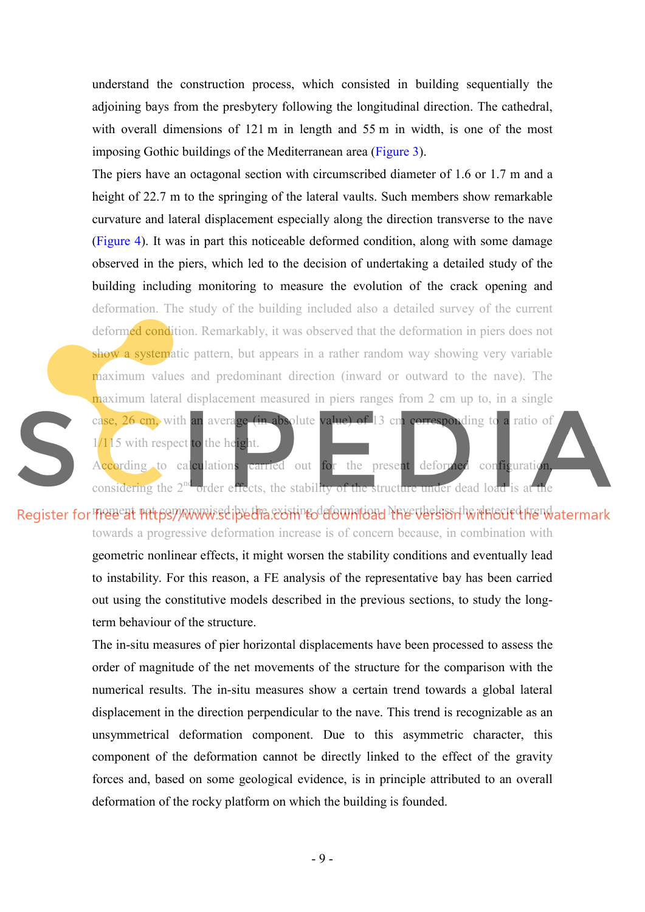understand the construction process, which consisted in building sequentially the adjoining bays from the presbytery following the longitudinal direction. The cathedral, with overall dimensions of 121 m in length and 55 m in width, is one of the most imposing Gothic buildings of the Mediterranean area (Figure 3).

The piers have an octagonal section with circumscribed diameter of 1.6 or 1.7 m and a height of 22.7 m to the springing of the lateral vaults. Such members show remarkable curvature and lateral displacement especially along the direction transverse to the nave (Figure 4). It was in part this noticeable deformed condition, along with some damage observed in the piers, which led to the decision of undertaking a detailed study of the building including monitoring to measure the evolution of the crack opening and deformation. The study of the building included also a detailed survey of the current deformed condition. Remarkably, it was observed that the deformation in piers does not show a systematic pattern, but appears in a rather random way showing very variable maximum values and predominant direction (inward or outward to the nave). The maximum lateral displacement measured in piers ranges from 2 cm up to, in a single case, 26 cm, with an average (in absolute value) of 13 cm corresponding to a ratio of 1/115 with respect to the height.

According to calculations carried out for the present deformed configuration, considering the 2nd order effects, the stability of the structure under dead load is at the moment not compromised by the existing deformation. Nevertheless the detected trend towards a progressive deformation increase is of concern because, in combination with geometric nonlinear effects, it might worsen the stability conditions and eventually lead to instability. For this reason, a FE analysis of the representative bay has been carried out using the constitutive models described in the previous sections, to study the long-term behaviour of the structure.

The in-situ measures of pier horizontal displacements have been processed to assess the order of magnitude of the net movements of the structure for the comparison with the numerical results. The in-situ measures show a certain trend towards a global lateral displacement in the direction perpendicular to the nave. This trend is recognizable as an unsymmetrical deformation component. Due to this asymmetric character, this component of the deformation cannot be directly linked to the effect of the gravity forces and, based on some geological evidence, is in principle attributed to an overall deformation of the rocky platform on which the building is founded.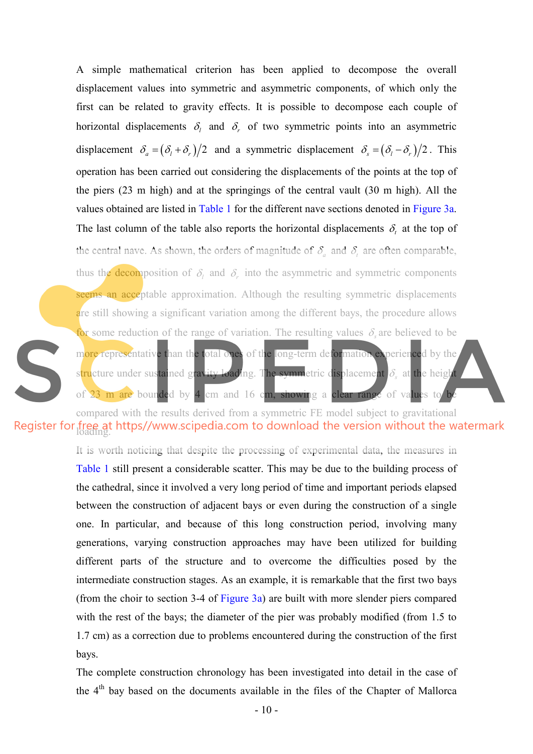A simple mathematical criterion has been applied to decompose the overall displacement values into symmetric and asymmetric components, of which only the first can be related to gravity effects. It is possible to decompose each couple of horizontal displacements $\delta_l$ and $\delta_r$ of two symmetric points into an asymmetric displacement $\delta_a = (\delta_l + \delta_r)/2$ and a symmetric displacement $\delta_s = (\delta_l - \delta_r)/2$. This operation has been carried out considering the displacements of the points at the top of the piers (23 m high) and at the springings of the central vault (30 m high). All the values obtained are listed in Table 1 for the different nave sections denoted in Figure 3a. The last column of the table also reports the horizontal displacements $\delta_t$ at the top of the central nave. As shown, the orders of magnitude of $\delta_a$ and $\delta_t$ are often comparable, thus the decomposition of $\delta_l$ and $\delta_r$ into the asymmetric and symmetric components seems an acceptable approximation. Although the resulting symmetric displacements are still showing a significant variation among the different bays, the procedure allows for some reduction of the range of variation. The resulting values $\delta_s$ are believed to be more representative than the total ones of the long-term deformation experienced by the structure under sustained gravity loading. The symmetric displacement $\delta_s$ at the height of 23 m are bounded by 4 cm and 16 cm, showing a clear range of values to be compared with the results derived from a symmetric FE model subject to gravitational loading.

It is worth noticing that despite the processing of experimental data, the measures in Table 1 still present a considerable scatter. This may be due to the building process of the cathedral, since it involved a very long period of time and important periods elapsed between the construction of adjacent bays or even during the construction of a single one. In particular, and because of this long construction period, involving many generations, varying construction approaches may have been utilized for building different parts of the structure and to overcome the difficulties posed by the intermediate construction stages. As an example, it is remarkable that the first two bays (from the choir to section 3-4 of Figure 3a) are built with more slender piers compared with the rest of the bays; the diameter of the pier was probably modified (from 1.5 to 1.7 cm) as a correction due to problems encountered during the construction of the first bays.

The complete construction chronology has been investigated into detail in the case of the 4th bay based on the documents available in the files of the Chapter of Mallorca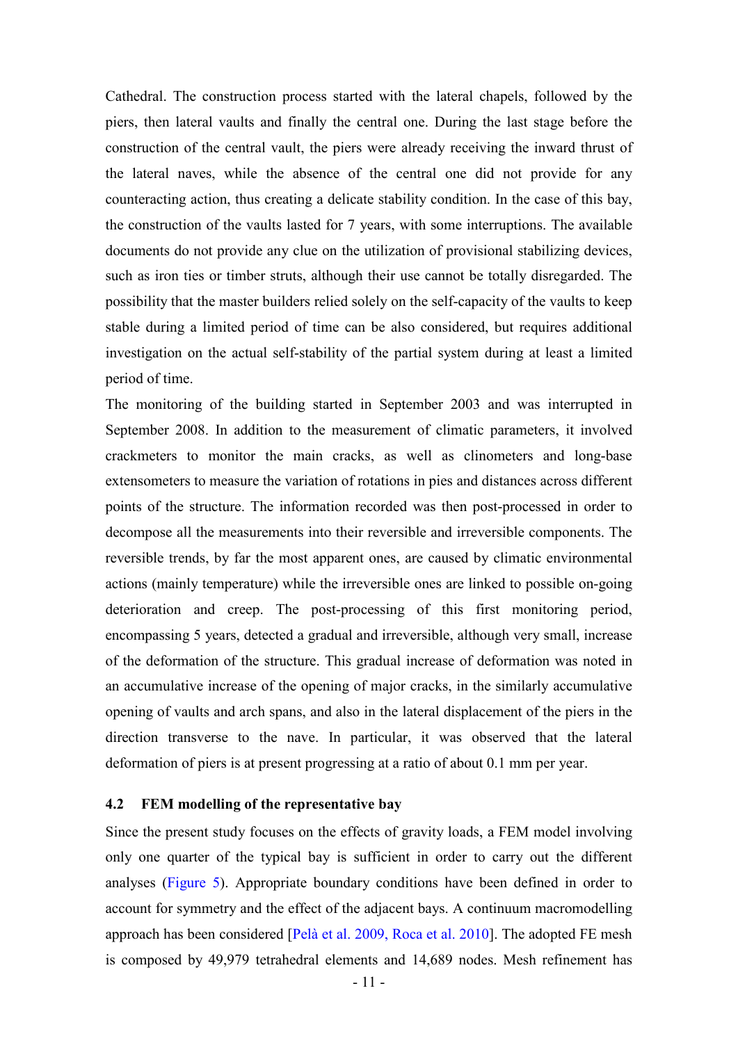Cathedral. The construction process started with the lateral chapels, followed by the piers, then lateral vaults and finally the central one. During the last stage before the construction of the central vault, the piers were already receiving the inward thrust of the lateral naves, while the absence of the central one did not provide for any counteracting action, thus creating a delicate stability condition. In the case of this bay, the construction of the vaults lasted for 7 years, with some interruptions. The available documents do not provide any clue on the utilization of provisional stabilizing devices, such as iron ties or timber struts, although their use cannot be totally disregarded. The possibility that the master builders relied solely on the self-capacity of the vaults to keep stable during a limited period of time can be also considered, but requires additional investigation on the actual self-stability of the partial system during at least a limited period of time.

The monitoring of the building started in September 2003 and was interrupted in September 2008. In addition to the measurement of climatic parameters, it involved crackmeters to monitor the main cracks, as well as clinometers and long-base extensometers to measure the variation of rotations in pies and distances across different points of the structure. The information recorded was then post-processed in order to decompose all the measurements into their reversible and irreversible components. The reversible trends, by far the most apparent ones, are caused by climatic environmental actions (mainly temperature) while the irreversible ones are linked to possible on-going deterioration and creep. The post-processing of this first monitoring period, encompassing 5 years, detected a gradual and irreversible, although very small, increase of the deformation of the structure. This gradual increase of deformation was noted in an accumulative increase of the opening of major cracks, in the similarly accumulative opening of vaults and arch spans, and also in the lateral displacement of the piers in the direction transverse to the nave. In particular, it was observed that the lateral deformation of piers is at present progressing at a ratio of about 0.1 mm per year.

### 4.2 FEM modelling of the representative bay

Since the present study focuses on the effects of gravity loads, a FEM model involving only one quarter of the typical bay is sufficient in order to carry out the different analyses (Figure 5). Appropriate boundary conditions have been defined in order to account for symmetry and the effect of the adjacent bays. A continuum macromodelling approach has been considered [Pelà et al. 2009, Roca et al. 2010]. The adopted FE mesh is composed by 49,979 tetrahedral elements and 14,689 nodes. Mesh refinement has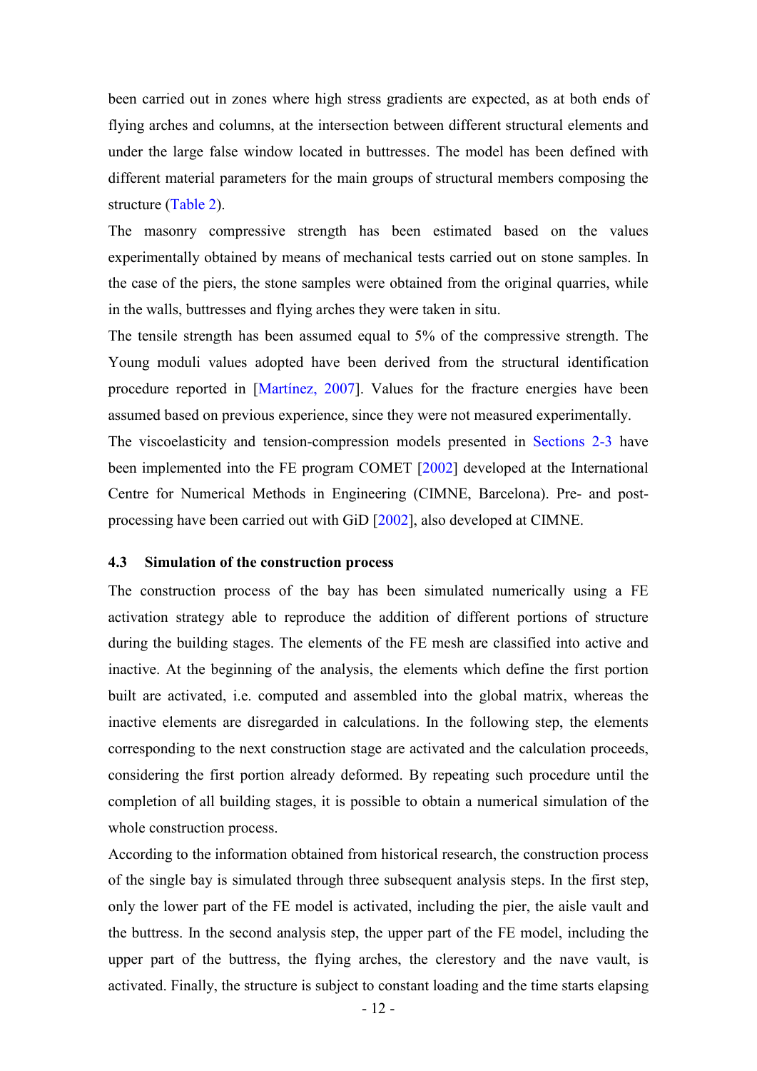been carried out in zones where high stress gradients are expected, as at both ends of flying arches and columns, at the intersection between different structural elements and under the large false window located in buttresses. The model has been defined with different material parameters for the main groups of structural members composing the structure (Table 2).

The masonry compressive strength has been estimated based on the values experimentally obtained by means of mechanical tests carried out on stone samples. In the case of the piers, the stone samples were obtained from the original quarries, while in the walls, buttresses and flying arches they were taken in situ.

The tensile strength has been assumed equal to 5% of the compressive strength. The Young moduli values adopted have been derived from the structural identification procedure reported in [Martínez, 2007]. Values for the fracture energies have been assumed based on previous experience, since they were not measured experimentally.

The viscoelasticity and tension-compression models presented in Sections 2-3 have been implemented into the FE program COMET [2002] developed at the International Centre for Numerical Methods in Engineering (CIMNE, Barcelona). Pre- and post-processing have been carried out with GiD [2002], also developed at CIMNE.

### 4.3 Simulation of the construction process

The construction process of the bay has been simulated numerically using a FE activation strategy able to reproduce the addition of different portions of structure during the building stages. The elements of the FE mesh are classified into active and inactive. At the beginning of the analysis, the elements which define the first portion built are activated, i.e. computed and assembled into the global matrix, whereas the inactive elements are disregarded in calculations. In the following step, the elements corresponding to the next construction stage are activated and the calculation proceeds, considering the first portion already deformed. By repeating such procedure until the completion of all building stages, it is possible to obtain a numerical simulation of the whole construction process.

According to the information obtained from historical research, the construction process of the single bay is simulated through three subsequent analysis steps. In the first step, only the lower part of the FE model is activated, including the pier, the aisle vault and the buttress. In the second analysis step, the upper part of the FE model, including the upper part of the buttress, the flying arches, the clerestory and the nave vault, is activated. Finally, the structure is subject to constant loading and the time starts elapsing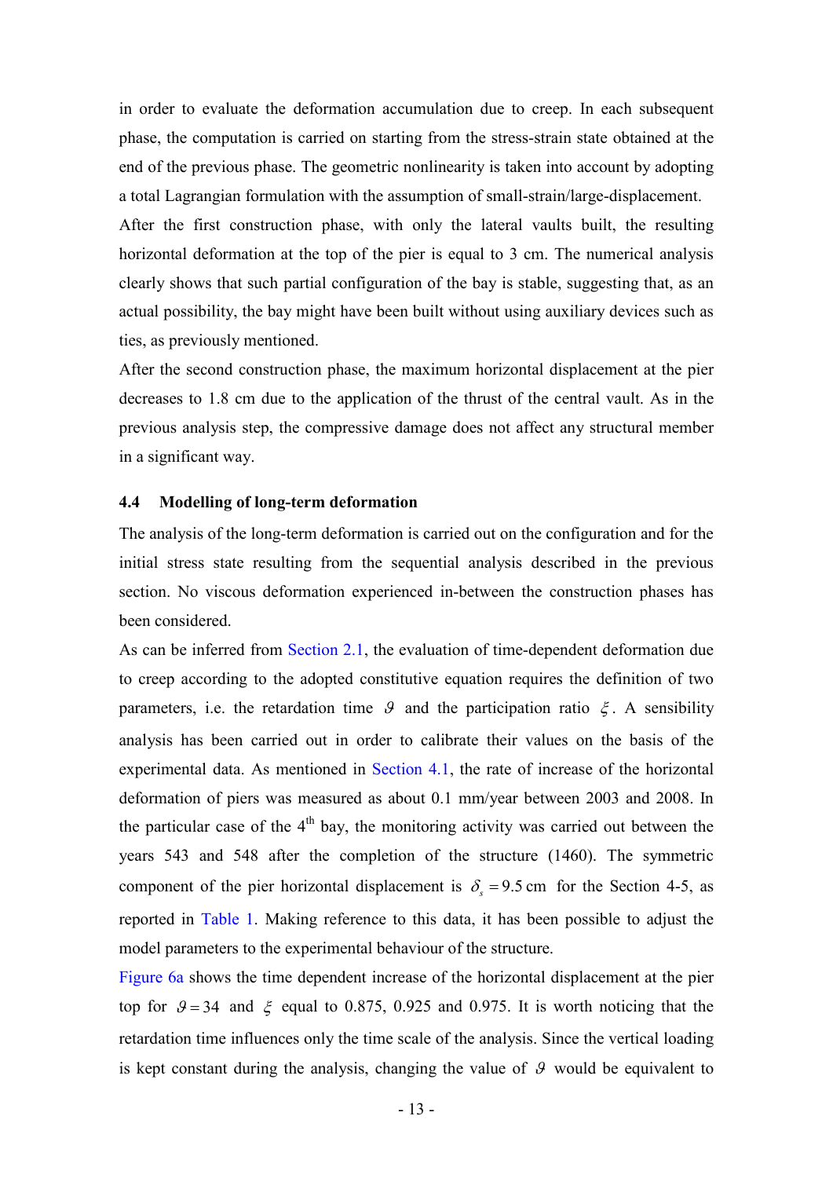in order to evaluate the deformation accumulation due to creep. In each subsequent phase, the computation is carried on starting from the stress-strain state obtained at the end of the previous phase. The geometric nonlinearity is taken into account by adopting a total Lagrangian formulation with the assumption of small-strain/large-displacement.

After the first construction phase, with only the lateral vaults built, the resulting horizontal deformation at the top of the pier is equal to 3 cm. The numerical analysis clearly shows that such partial configuration of the bay is stable, suggesting that, as an actual possibility, the bay might have been built without using auxiliary devices such as ties, as previously mentioned.

After the second construction phase, the maximum horizontal displacement at the pier decreases to 1.8 cm due to the application of the thrust of the central vault. As in the previous analysis step, the compressive damage does not affect any structural member in a significant way.

### 4.4 Modelling of long-term deformation

The analysis of the long-term deformation is carried out on the configuration and for the initial stress state resulting from the sequential analysis described in the previous section. No viscous deformation experienced in-between the construction phases has been considered.

As can be inferred from Section 2.1, the evaluation of time-dependent deformation due to creep according to the adopted constitutive equation requires the definition of two parameters, i.e. the retardation time $\vartheta$ and the participation ratio $\xi$. A sensibility analysis has been carried out in order to calibrate their values on the basis of the experimental data. As mentioned in Section 4.1, the rate of increase of the horizontal deformation of piers was measured as about 0.1 mm/year between 2003 and 2008. In the particular case of the 4th bay, the monitoring activity was carried out between the years 543 and 548 after the completion of the structure (1460). The symmetric component of the pier horizontal displacement is $\delta_s = 9.5\,\text{cm}$ for the Section 4-5, as reported in Table 1. Making reference to this data, it has been possible to adjust the model parameters to the experimental behaviour of the structure.

Figure 6a shows the time dependent increase of the horizontal displacement at the pier top for $\vartheta = 34$ and $\xi$ equal to 0.875, 0.925 and 0.975. It is worth noticing that the retardation time influences only the time scale of the analysis. Since the vertical loading is kept constant during the analysis, changing the value of $\vartheta$ would be equivalent to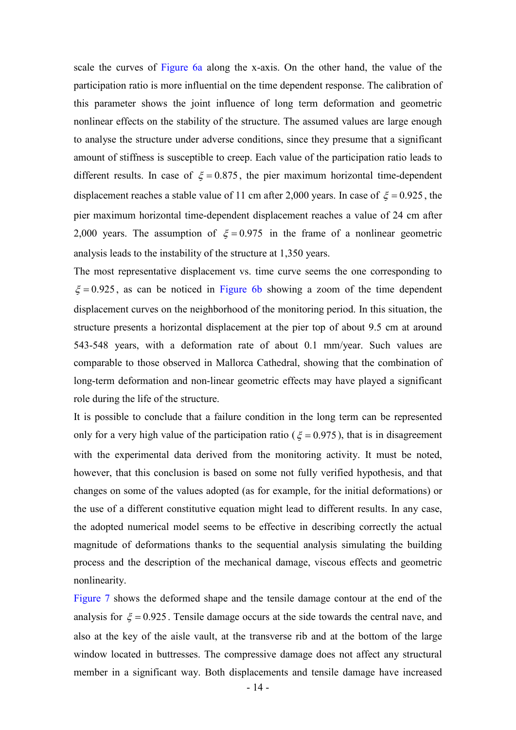scale the curves of Figure 6a along the x-axis. On the other hand, the value of the participation ratio is more influential on the time dependent response. The calibration of this parameter shows the joint influence of long term deformation and geometric nonlinear effects on the stability of the structure. The assumed values are large enough to analyse the structure under adverse conditions, since they presume that a significant amount of stiffness is susceptible to creep. Each value of the participation ratio leads to different results. In case of $\xi = 0.875$, the pier maximum horizontal time-dependent displacement reaches a stable value of 11 cm after 2,000 years. In case of $\xi = 0.925$, the pier maximum horizontal time-dependent displacement reaches a value of 24 cm after 2,000 years. The assumption of $\xi = 0.975$ in the frame of a nonlinear geometric analysis leads to the instability of the structure at 1,350 years.

The most representative displacement vs. time curve seems the one corresponding to $\xi = 0.925$, as can be noticed in Figure 6b showing a zoom of the time dependent displacement curves on the neighborhood of the monitoring period. In this situation, the structure presents a horizontal displacement at the pier top of about 9.5 cm at around 543-548 years, with a deformation rate of about 0.1 mm/year. Such values are comparable to those observed in Mallorca Cathedral, showing that the combination of long-term deformation and non-linear geometric effects may have played a significant role during the life of the structure.

It is possible to conclude that a failure condition in the long term can be represented only for a very high value of the participation ratio ($\xi = 0.975$), that is in disagreement with the experimental data derived from the monitoring activity. It must be noted, however, that this conclusion is based on some not fully verified hypothesis, and that changes on some of the values adopted (as for example, for the initial deformations) or the use of a different constitutive equation might lead to different results. In any case, the adopted numerical model seems to be effective in describing correctly the actual magnitude of deformations thanks to the sequential analysis simulating the building process and the description of the mechanical damage, viscous effects and geometric nonlinearity.

Figure 7 shows the deformed shape and the tensile damage contour at the end of the analysis for $\xi = 0.925$. Tensile damage occurs at the side towards the central nave, and also at the key of the aisle vault, at the transverse rib and at the bottom of the large window located in buttresses. The compressive damage does not affect any structural member in a significant way. Both displacements and tensile damage have increased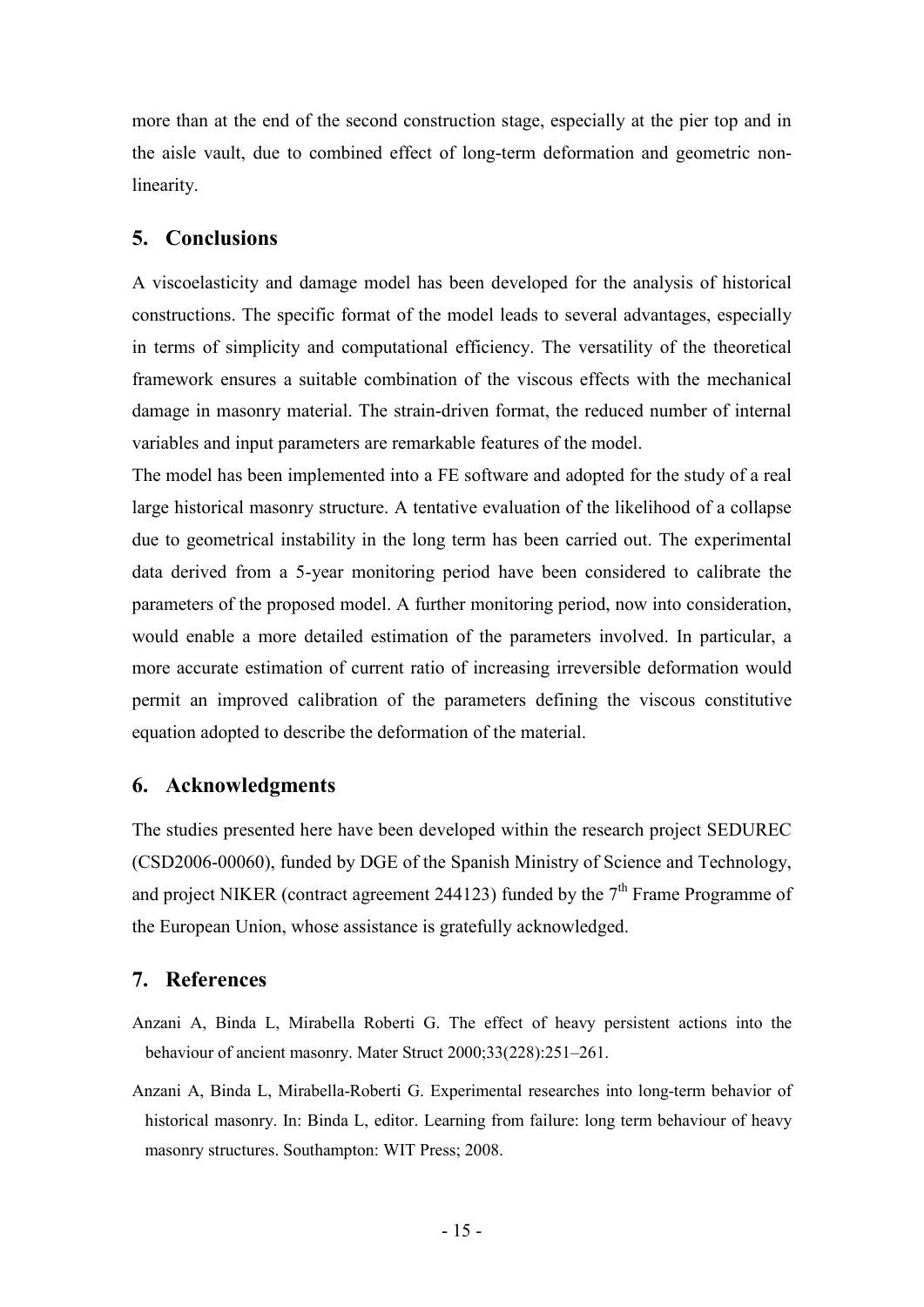more than at the end of the second construction stage, especially at the pier top and in the aisle vault, due to combined effect of long-term deformation and geometric non-linearity.

## 5. Conclusions

A viscoelasticity and damage model has been developed for the analysis of historical constructions. The specific format of the model leads to several advantages, especially in terms of simplicity and computational efficiency. The versatility of the theoretical framework ensures a suitable combination of the viscous effects with the mechanical damage in masonry material. The strain-driven format, the reduced number of internal variables and input parameters are remarkable features of the model.

The model has been implemented into a FE software and adopted for the study of a real large historical masonry structure. A tentative evaluation of the likelihood of a collapse due to geometrical instability in the long term has been carried out. The experimental data derived from a 5-year monitoring period have been considered to calibrate the parameters of the proposed model. A further monitoring period, now into consideration, would enable a more detailed estimation of the parameters involved. In particular, a more accurate estimation of current ratio of increasing irreversible deformation would permit an improved calibration of the parameters defining the viscous constitutive equation adopted to describe the deformation of the material.

## 6. Acknowledgments

The studies presented here have been developed within the research project SEDUREC (CSD2006-00060), funded by DGE of the Spanish Ministry of Science and Technology, and project NIKER (contract agreement 244123) funded by the 7th Frame Programme of the European Union, whose assistance is gratefully acknowledged.

## 7. References

Anzani A, Binda L, Mirabella Roberti G. The effect of heavy persistent actions into the behaviour of ancient masonry. Mater Struct 2000;33(228):251–261.

Anzani A, Binda L, Mirabella-Roberti G. Experimental researches into long-term behavior of historical masonry. In: Binda L, editor. Learning from failure: long term behaviour of heavy masonry structures. Southampton: WIT Press; 2008.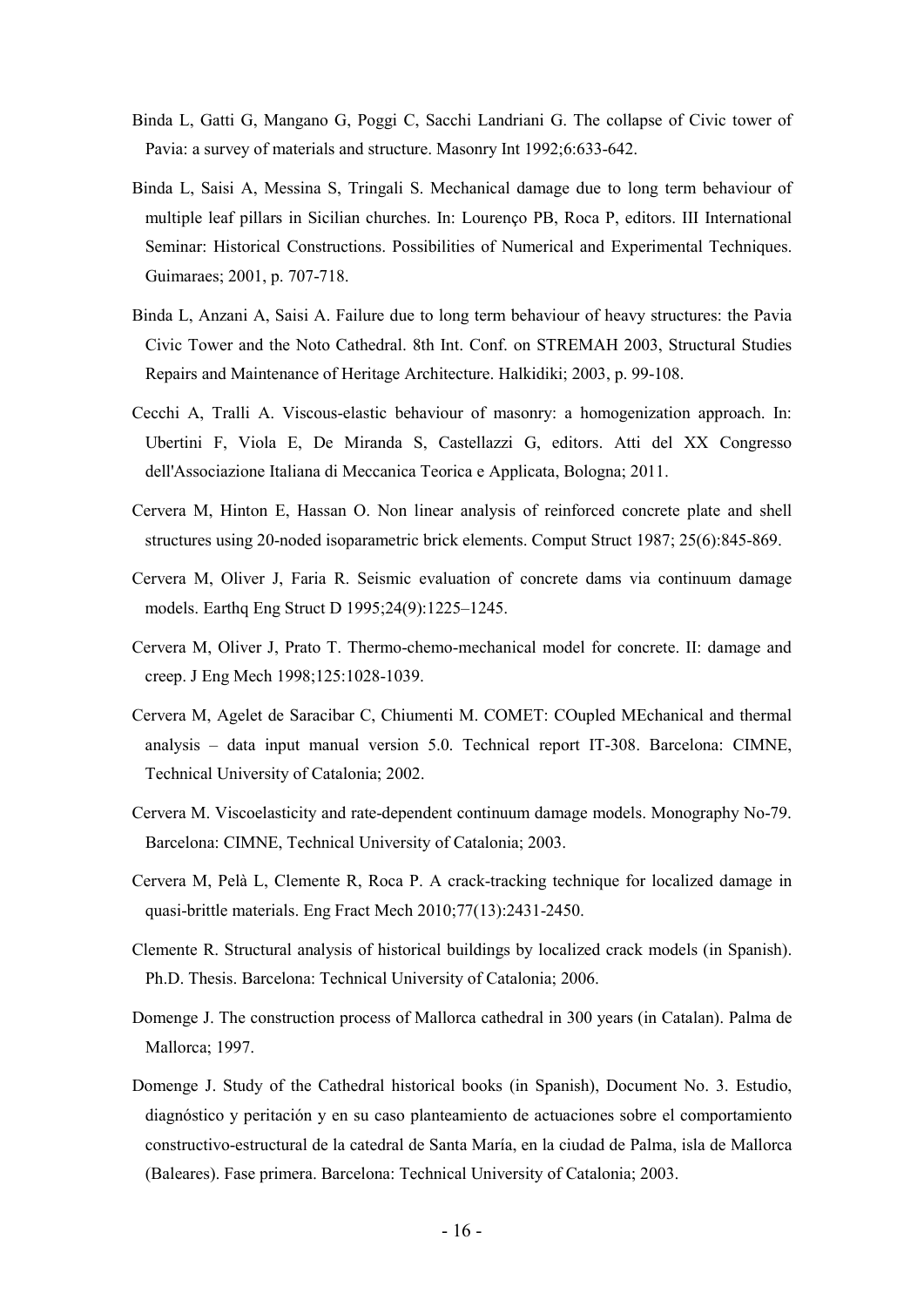Binda L, Gatti G, Mangano G, Poggi C, Sacchi Landriani G. The collapse of Civic tower of Pavia: a survey of materials and structure. Masonry Int 1992;6:633-642.

Binda L, Saisi A, Messina S, Tringali S. Mechanical damage due to long term behaviour of multiple leaf pillars in Sicilian churches. In: Lourenço PB, Roca P, editors. III International Seminar: Historical Constructions. Possibilities of Numerical and Experimental Techniques. Guimaraes; 2001, p. 707-718.

Binda L, Anzani A, Saisi A. Failure due to long term behaviour of heavy structures: the Pavia Civic Tower and the Noto Cathedral. 8th Int. Conf. on STREMAH 2003, Structural Studies Repairs and Maintenance of Heritage Architecture. Halkidiki; 2003, p. 99-108.

Cecchi A, Tralli A. Viscous-elastic behaviour of masonry: a homogenization approach. In: Ubertini F, Viola E, De Miranda S, Castellazzi G, editors. Atti del XX Congresso dell'Associazione Italiana di Meccanica Teorica e Applicata, Bologna; 2011.

Cervera M, Hinton E, Hassan O. Non linear analysis of reinforced concrete plate and shell structures using 20-noded isoparametric brick elements. Comput Struct 1987; 25(6):845-869.

Cervera M, Oliver J, Faria R. Seismic evaluation of concrete dams via continuum damage models. Earthq Eng Struct D 1995;24(9):1225–1245.

Cervera M, Oliver J, Prato T. Thermo-chemo-mechanical model for concrete. II: damage and creep. J Eng Mech 1998;125:1028-1039.

Cervera M, Agelet de Saracibar C, Chiumenti M. COMET: COupled MEchanical and thermal analysis – data input manual version 5.0. Technical report IT-308. Barcelona: CIMNE, Technical University of Catalonia; 2002.

Cervera M. Viscoelasticity and rate-dependent continuum damage models. Monography No-79. Barcelona: CIMNE, Technical University of Catalonia; 2003.

Cervera M, Pelà L, Clemente R, Roca P. A crack-tracking technique for localized damage in quasi-brittle materials. Eng Fract Mech 2010;77(13):2431-2450.

Clemente R. Structural analysis of historical buildings by localized crack models (in Spanish). Ph.D. Thesis. Barcelona: Technical University of Catalonia; 2006.

Domenge J. The construction process of Mallorca cathedral in 300 years (in Catalan). Palma de Mallorca; 1997.

Domenge J. Study of the Cathedral historical books (in Spanish), Document No. 3. Estudio, diagnóstico y peritación y en su caso planteamiento de actuaciones sobre el comportamiento constructivo-estructural de la catedral de Santa María, en la ciudad de Palma, isla de Mallorca (Baleares). Fase primera. Barcelona: Technical University of Catalonia; 2003.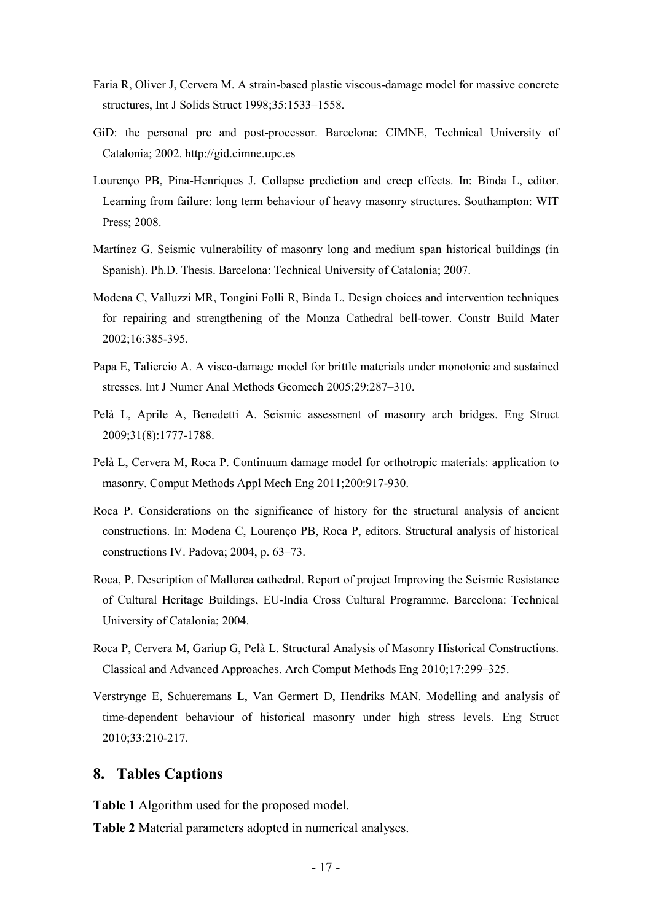Faria R, Oliver J, Cervera M. A strain-based plastic viscous-damage model for massive concrete structures, Int J Solids Struct 1998;35:1533–1558.

GiD: the personal pre and post-processor. Barcelona: CIMNE, Technical University of Catalonia; 2002. http://gid.cimne.upc.es

Lourenço PB, Pina-Henriques J. Collapse prediction and creep effects. In: Binda L, editor. Learning from failure: long term behaviour of heavy masonry structures. Southampton: WIT Press; 2008.

Martínez G. Seismic vulnerability of masonry long and medium span historical buildings (in Spanish). Ph.D. Thesis. Barcelona: Technical University of Catalonia; 2007.

Modena C, Valluzzi MR, Tongini Folli R, Binda L. Design choices and intervention techniques for repairing and strengthening of the Monza Cathedral bell-tower. Constr Build Mater 2002;16:385-395.

Papa E, Taliercio A. A visco-damage model for brittle materials under monotonic and sustained stresses. Int J Numer Anal Methods Geomech 2005;29:287–310.

Pelà L, Aprile A, Benedetti A. Seismic assessment of masonry arch bridges. Eng Struct 2009;31(8):1777-1788.

Pelà L, Cervera M, Roca P. Continuum damage model for orthotropic materials: application to masonry. Comput Methods Appl Mech Eng 2011;200:917-930.

Roca P. Considerations on the significance of history for the structural analysis of ancient constructions. In: Modena C, Lourenço PB, Roca P, editors. Structural analysis of historical constructions IV. Padova; 2004, p. 63–73.

Roca, P. Description of Mallorca cathedral. Report of project Improving the Seismic Resistance of Cultural Heritage Buildings, EU-India Cross Cultural Programme. Barcelona: Technical University of Catalonia; 2004.

Roca P, Cervera M, Gariup G, Pelà L. Structural Analysis of Masonry Historical Constructions. Classical and Advanced Approaches. Arch Comput Methods Eng 2010;17:299–325.

Verstrynge E, Schueremans L, Van Germert D, Hendriks MAN. Modelling and analysis of time-dependent behaviour of historical masonry under high stress levels. Eng Struct 2010;33:210-217.

## 8. Tables Captions

**Table 1** Algorithm used for the proposed model.

**Table 2** Material parameters adopted in numerical analyses.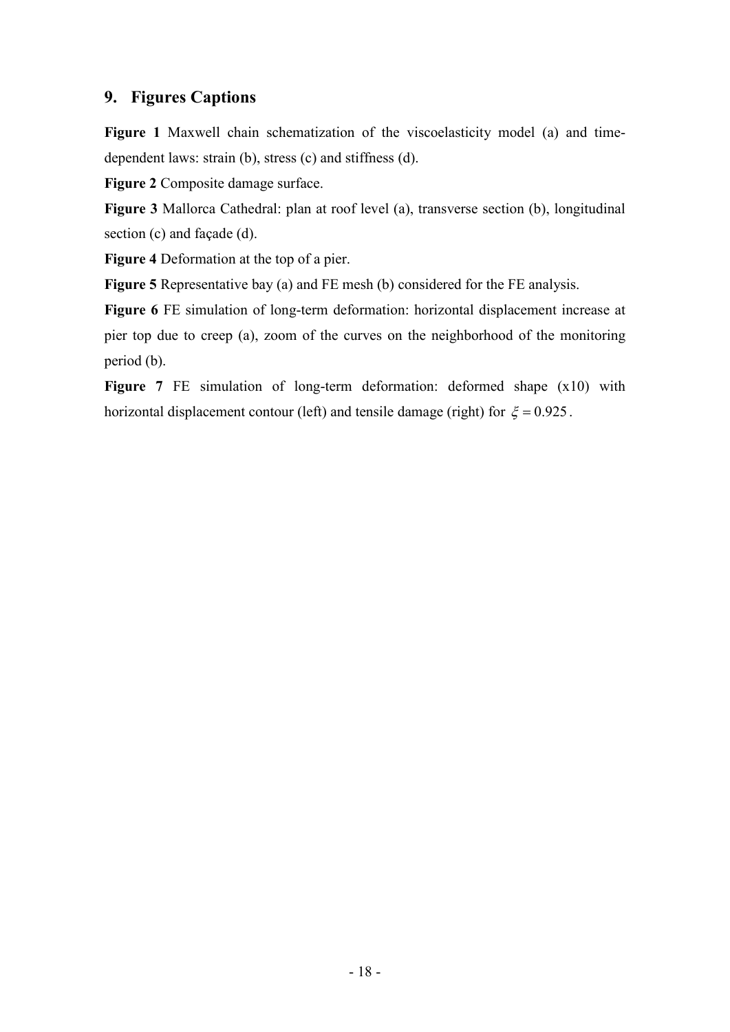## 9. Figures Captions

**Figure 1** Maxwell chain schematization of the viscoelasticity model (a) and time-dependent laws: strain (b), stress (c) and stiffness (d).

**Figure 2** Composite damage surface.

**Figure 3** Mallorca Cathedral: plan at roof level (a), transverse section (b), longitudinal section (c) and façade (d).

**Figure 4** Deformation at the top of a pier.

**Figure 5** Representative bay (a) and FE mesh (b) considered for the FE analysis.

**Figure 6** FE simulation of long-term deformation: horizontal displacement increase at pier top due to creep (a), zoom of the curves on the neighborhood of the monitoring period (b).

**Figure 7** FE simulation of long-term deformation: deformed shape (x10) with horizontal displacement contour (left) and tensile damage (right) for $\xi = 0.925$.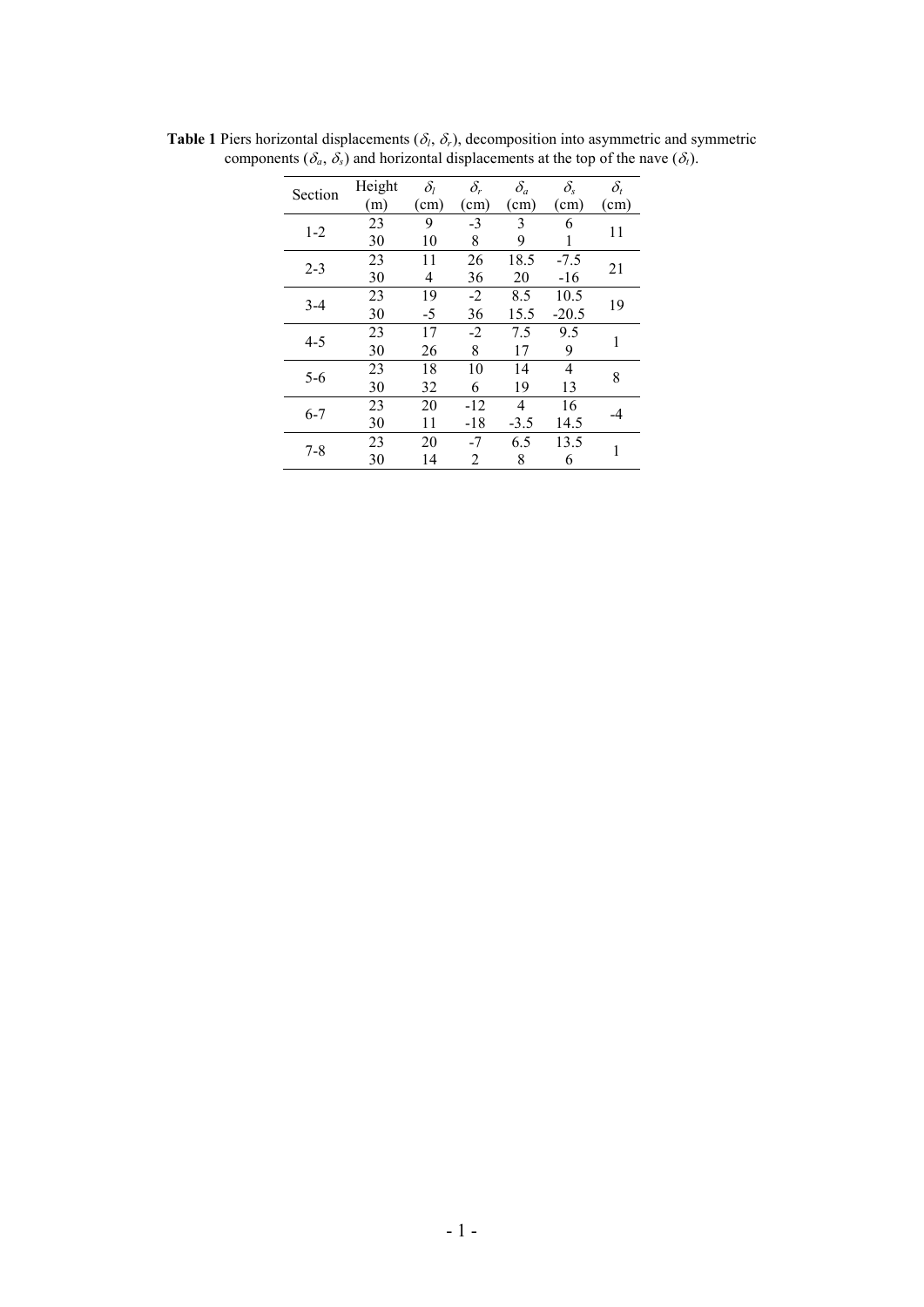**Table 1** Piers horizontal displacements ($\delta_l$, $\delta_r$), decomposition into asymmetric and symmetric components ($\delta_a$, $\delta_s$) and horizontal displacements at the top of the nave ($\delta_t$).

| Section | Height (m) | $\delta_l$ (cm) | $\delta_r$ (cm) | $\delta_a$ (cm) | $\delta_s$ (cm) | $\delta_t$ (cm) |
|---|---|---|---|---|---|---|
| 1-2 | 23 | 9 | -3 | 3 | 6 | 11 |
| | 30 | 10 | 8 | 9 | 1 | |
| 2-3 | 23 | 11 | 26 | 18.5 | -7.5 | 21 |
| | 30 | 4 | 36 | 20 | -16 | |
| 3-4 | 23 | 19 | -2 | 8.5 | 10.5 | 19 |
| | 30 | -5 | 36 | 15.5 | -20.5 | |
| 4-5 | 23 | 17 | -2 | 7.5 | 9.5 | 1 |
| | 30 | 26 | 8 | 17 | 9 | |
| 5-6 | 23 | 18 | 10 | 14 | 4 | 8 |
| | 30 | 32 | 6 | 19 | 13 | |
| 6-7 | 23 | 20 | -12 | 4 | 16 | -4 |
| | 30 | 11 | -18 | -3.5 | 14.5 | |
| 7-8 | 23 | 20 | -7 | 6.5 | 13.5 | 1 |
| | 30 | 14 | 2 | 8 | 6 | |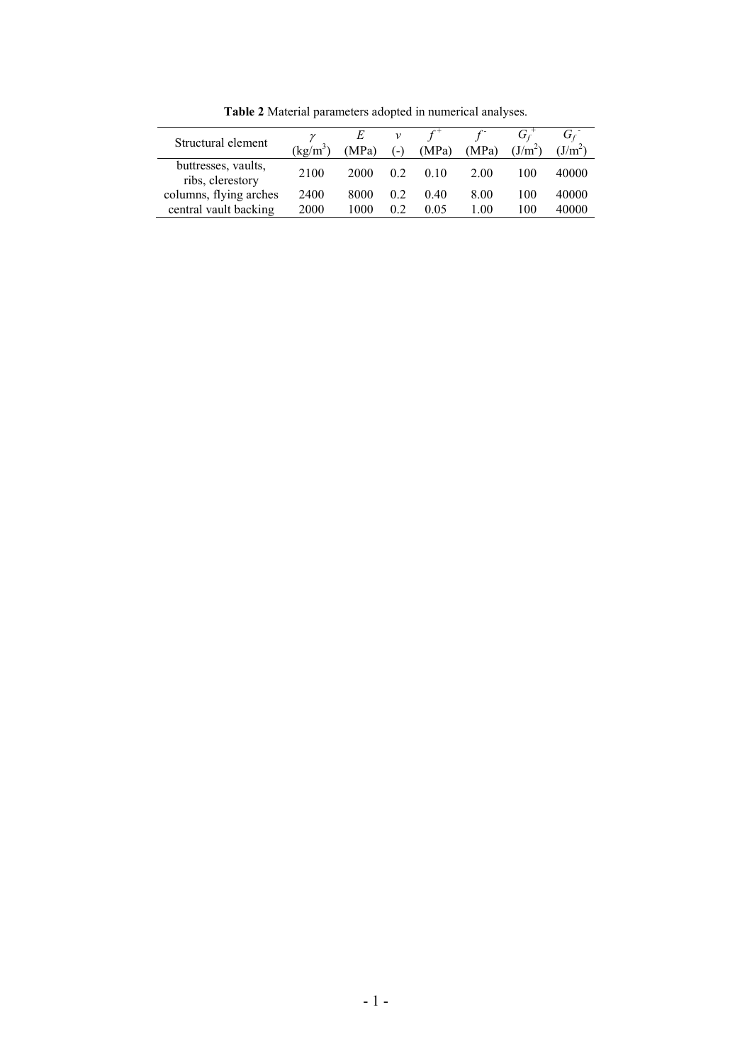**Table 2** Material parameters adopted in numerical analyses.

| Structural element | $\gamma$ (kg/m$^3$) | $E$ (MPa) | $\nu$ (-) | $f^+$ (MPa) | $f^-$ (MPa) | $G_f^+$ (J/m$^2$) | $G_f^-$ (J/m$^2$) |
|---|---|---|---|---|---|---|---|
| buttresses, vaults, ribs, clerestory | 2100 | 2000 | 0.2 | 0.10 | 2.00 | 100 | 40000 |
| columns, flying arches | 2400 | 8000 | 0.2 | 0.40 | 8.00 | 100 | 40000 |
| central vault backing | 2000 | 1000 | 0.2 | 0.05 | 1.00 | 100 | 40000 |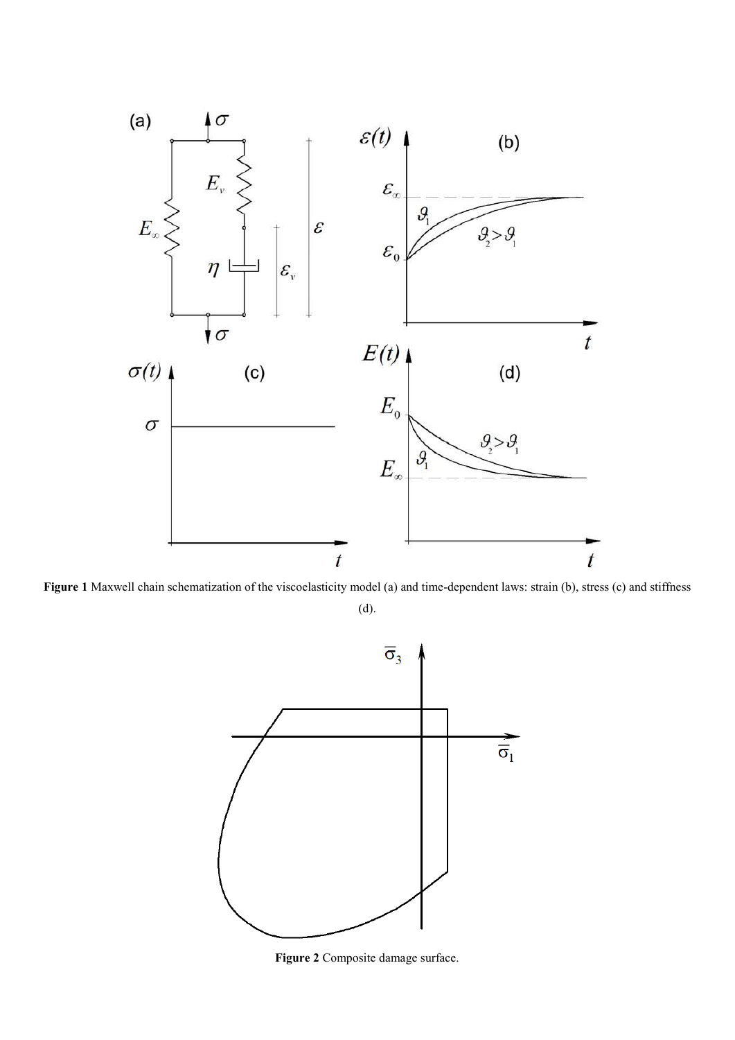**Figure 1** Maxwell chain schematization of the viscoelasticity model (a) and time-dependent laws: strain (b), stress (c) and stiffness (d).

**Figure 2** Composite damage surface.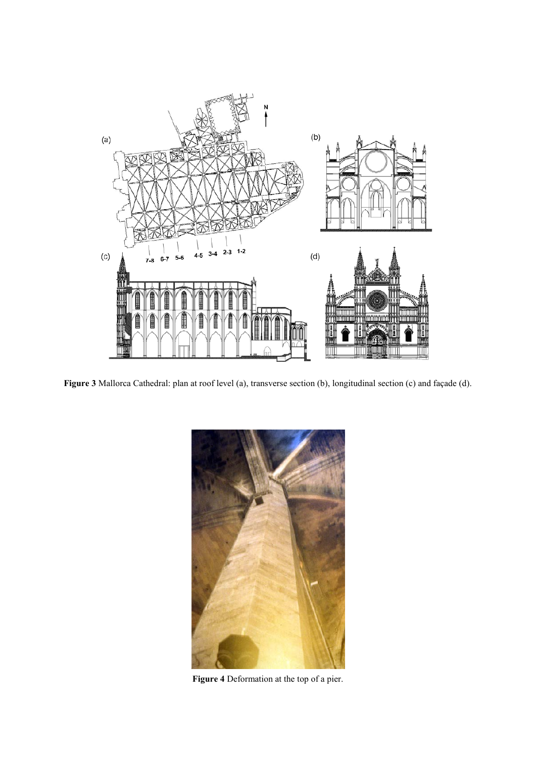**Figure 3** Mallorca Cathedral: plan at roof level (a), transverse section (b), longitudinal section (c) and façade (d).

**Figure 4** Deformation at the top of a pier.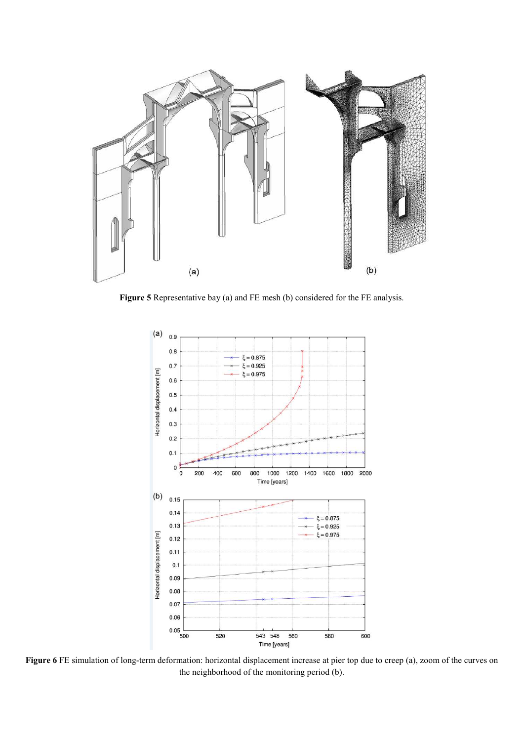**Figure 5** Representative bay (a) and FE mesh (b) considered for the FE analysis.

**Figure 6** FE simulation of long-term deformation: horizontal displacement increase at pier top due to creep (a), zoom of the curves on the neighborhood of the monitoring period (b).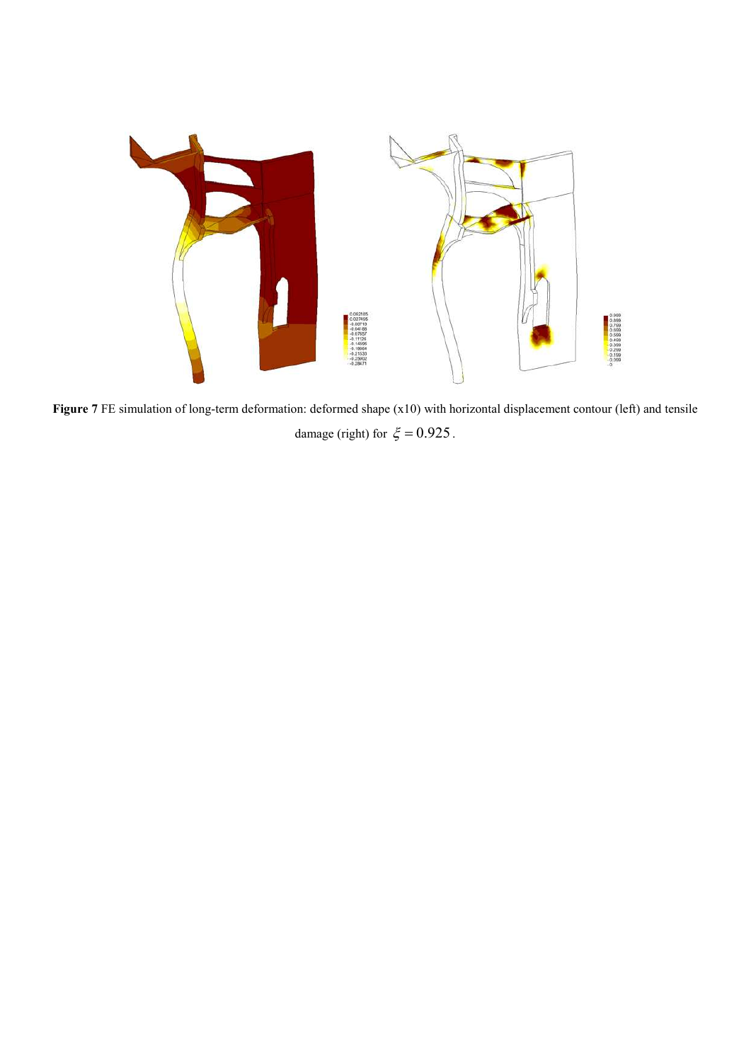0.062185
0.027405
-0.00715
-0.04188
-0.07657
-0.11126
-0.14595
-0.18064
-0.21533
-0.25002
-0.28471

0.999
0.899
0.799
0.699
0.599
0.499
0.399
0.299
0.199
0.099
0

**Figure 7** FE simulation of long-term deformation: deformed shape (x10) with horizontal displacement contour (left) and tensile damage (right) for $\xi = 0.925$.